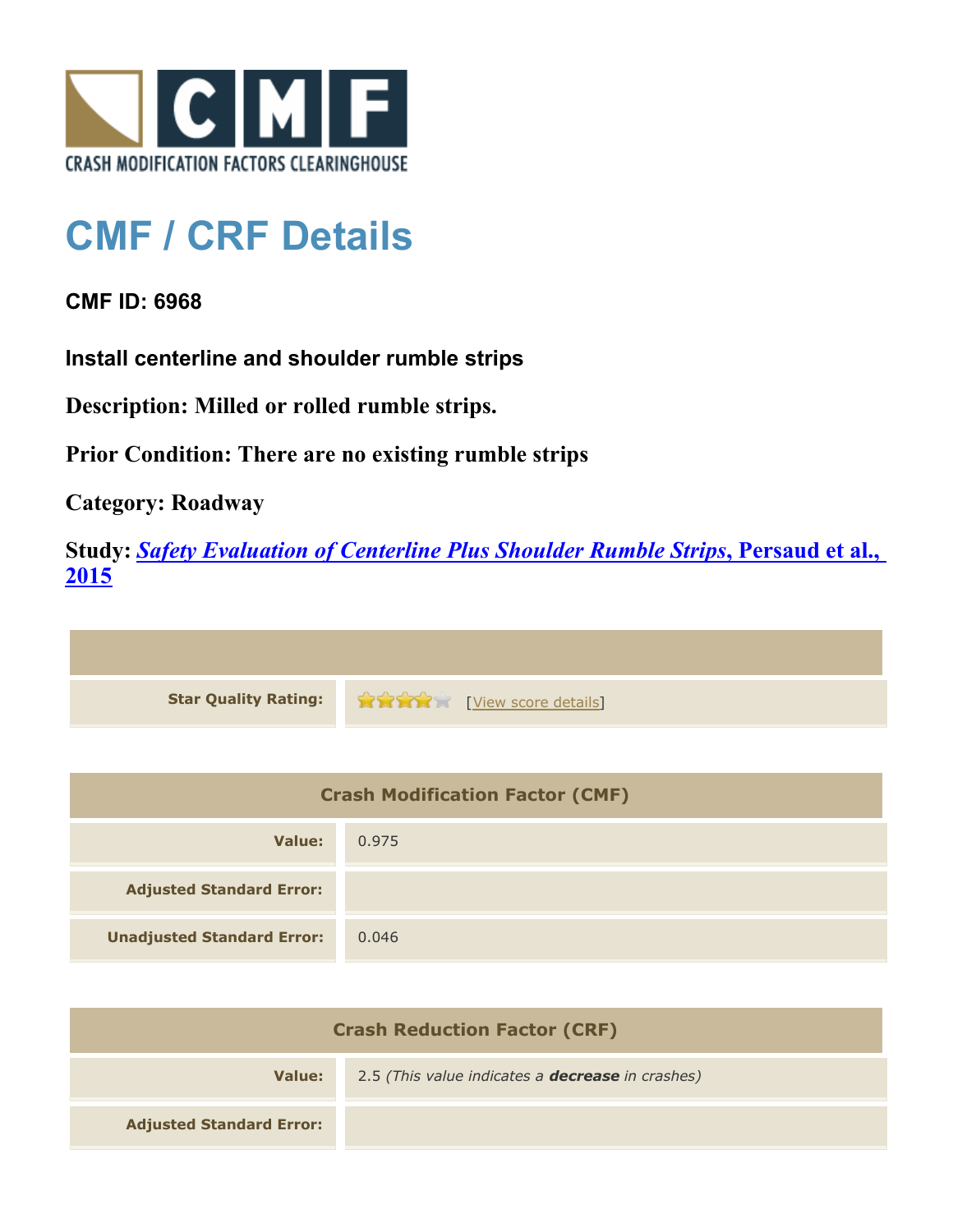# CMF / CRF Details

**CMF ID: 6968**

**Install centerline and shoulder rumble strips**

**Description: Milled or rolled rumble strips.**

**Prior Condition: There are no existing rumble strips**

**Category: Roadway**

**Study: *Safety Evaluation of Centerline Plus Shoulder Rumble Strips*, Persaud et al., 2015**

| | |
|---|---|
| **Star Quality Rating:** | 4 stars [View score details] |

| Crash Modification Factor (CMF) | |
|---|---|
| **Value:** | 0.975 |
| **Adjusted Standard Error:** | |
| **Unadjusted Standard Error:** | 0.046 |

| Crash Reduction Factor (CRF) | |
|---|---|
| **Value:** | 2.5 *(This value indicates a **decrease** in crashes)* |
| **Adjusted Standard Error:** | |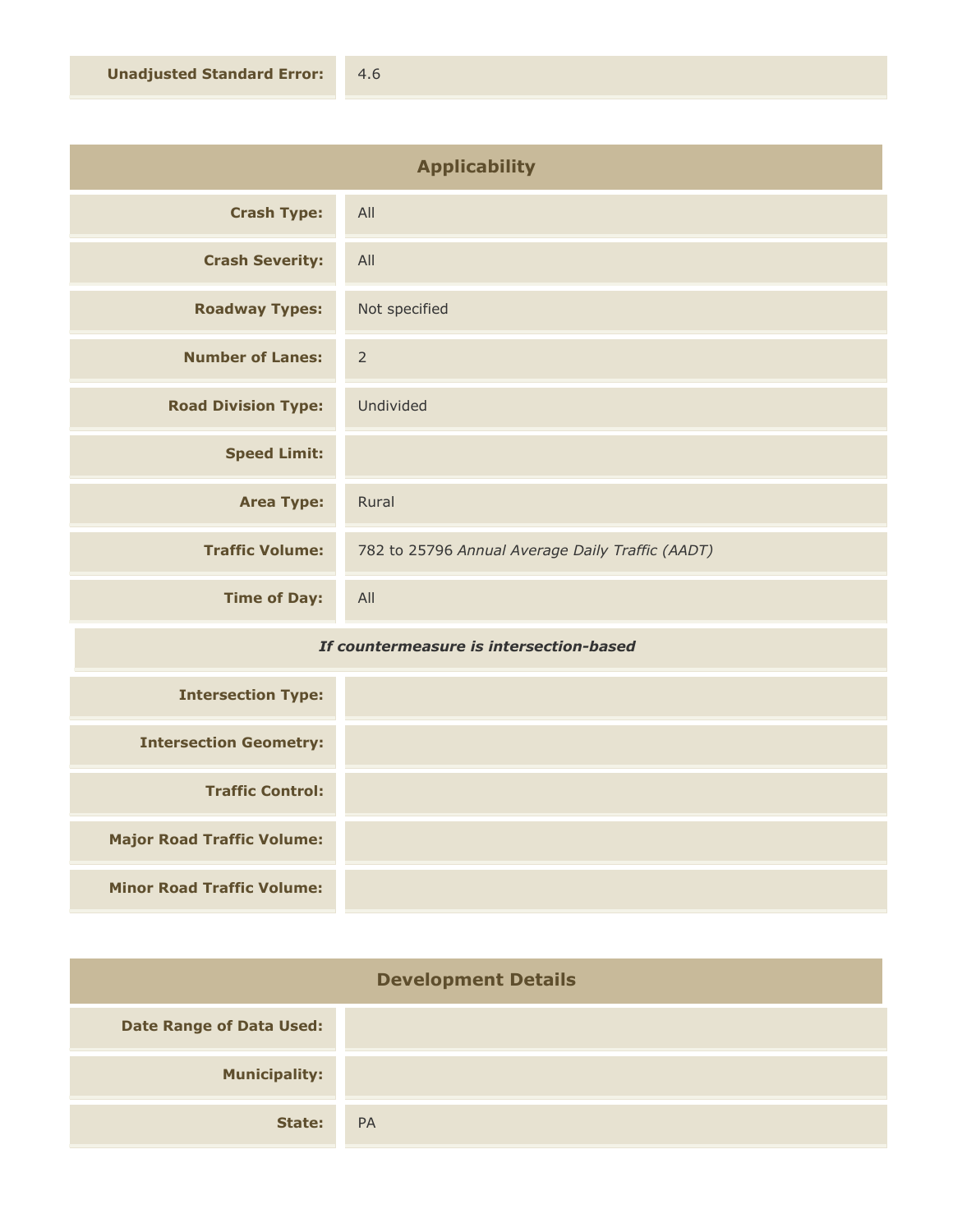| | |
|---|---|
| **Unadjusted Standard Error:** | 4.6 |

## Applicability

| | |
|---|---|
| **Crash Type:** | All |
| **Crash Severity:** | All |
| **Roadway Types:** | Not specified |
| **Number of Lanes:** | 2 |
| **Road Division Type:** | Undivided |
| **Speed Limit:** | |
| **Area Type:** | Rural |
| **Traffic Volume:** | 782 to 25796 *Annual Average Daily Traffic (AADT)* |
| **Time of Day:** | All |
| ***If countermeasure is intersection-based*** | |
| **Intersection Type:** | |
| **Intersection Geometry:** | |
| **Traffic Control:** | |
| **Major Road Traffic Volume:** | |
| **Minor Road Traffic Volume:** | |

## Development Details

| | |
|---|---|
| **Date Range of Data Used:** | |
| **Municipality:** | |
| **State:** | PA |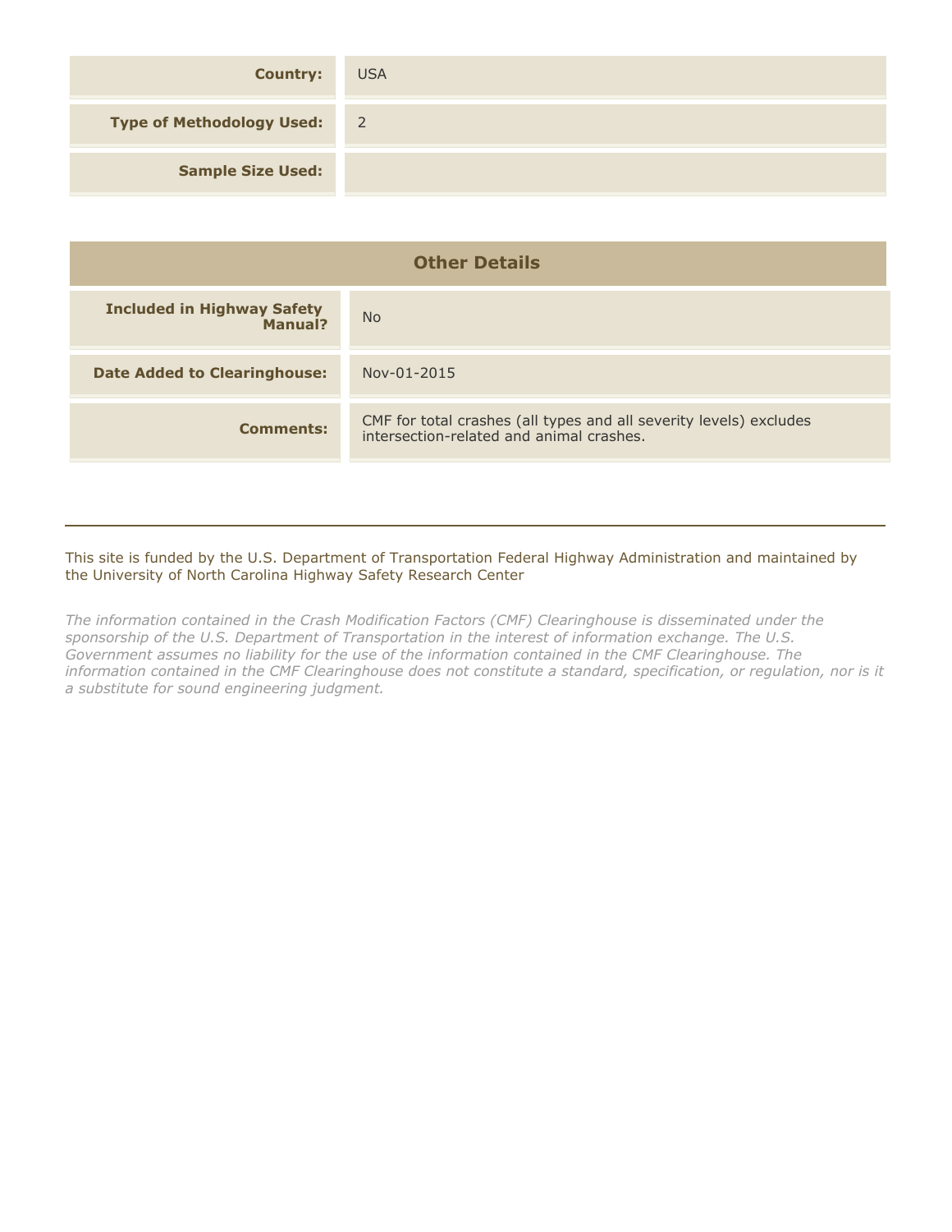| | |
|---|---|
| **Country:** | USA |
| **Type of Methodology Used:** | 2 |
| **Sample Size Used:** | |

## Other Details

| | |
|---|---|
| **Included in Highway Safety Manual?** | No |
| **Date Added to Clearinghouse:** | Nov-01-2015 |
| **Comments:** | CMF for total crashes (all types and all severity levels) excludes intersection-related and animal crashes. |

---

This site is funded by the U.S. Department of Transportation Federal Highway Administration and maintained by the University of North Carolina Highway Safety Research Center

*The information contained in the Crash Modification Factors (CMF) Clearinghouse is disseminated under the sponsorship of the U.S. Department of Transportation in the interest of information exchange. The U.S. Government assumes no liability for the use of the information contained in the CMF Clearinghouse. The information contained in the CMF Clearinghouse does not constitute a standard, specification, or regulation, nor is it a substitute for sound engineering judgment.*